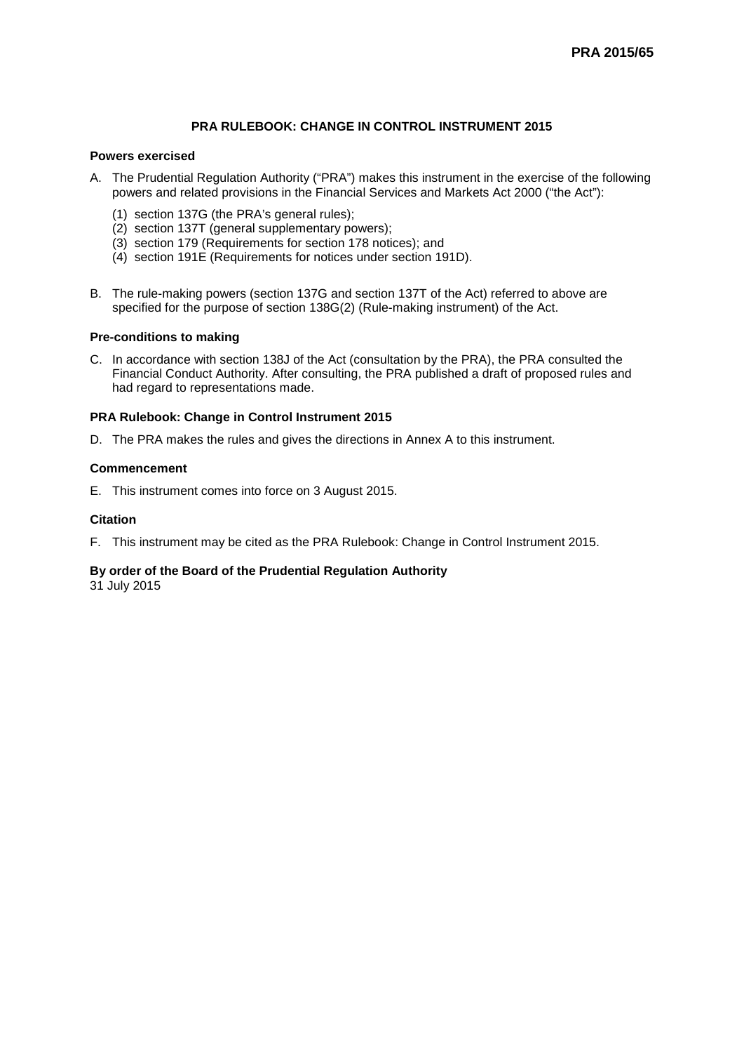**PRA 2015/65**

# PRA RULEBOOK: CHANGE IN CONTROL INSTRUMENT 2015

## Powers exercised

A. The Prudential Regulation Authority ("PRA") makes this instrument in the exercise of the following powers and related provisions in the Financial Services and Markets Act 2000 ("the Act"):

   (1) section 137G (the PRA's general rules);
   (2) section 137T (general supplementary powers);
   (3) section 179 (Requirements for section 178 notices); and
   (4) section 191E (Requirements for notices under section 191D).

B. The rule-making powers (section 137G and section 137T of the Act) referred to above are specified for the purpose of section 138G(2) (Rule-making instrument) of the Act.

## Pre-conditions to making

C. In accordance with section 138J of the Act (consultation by the PRA), the PRA consulted the Financial Conduct Authority. After consulting, the PRA published a draft of proposed rules and had regard to representations made.

## PRA Rulebook: Change in Control Instrument 2015

D. The PRA makes the rules and gives the directions in Annex A to this instrument.

## Commencement

E. This instrument comes into force on 3 August 2015.

## Citation

F. This instrument may be cited as the PRA Rulebook: Change in Control Instrument 2015.

**By order of the Board of the Prudential Regulation Authority**
31 July 2015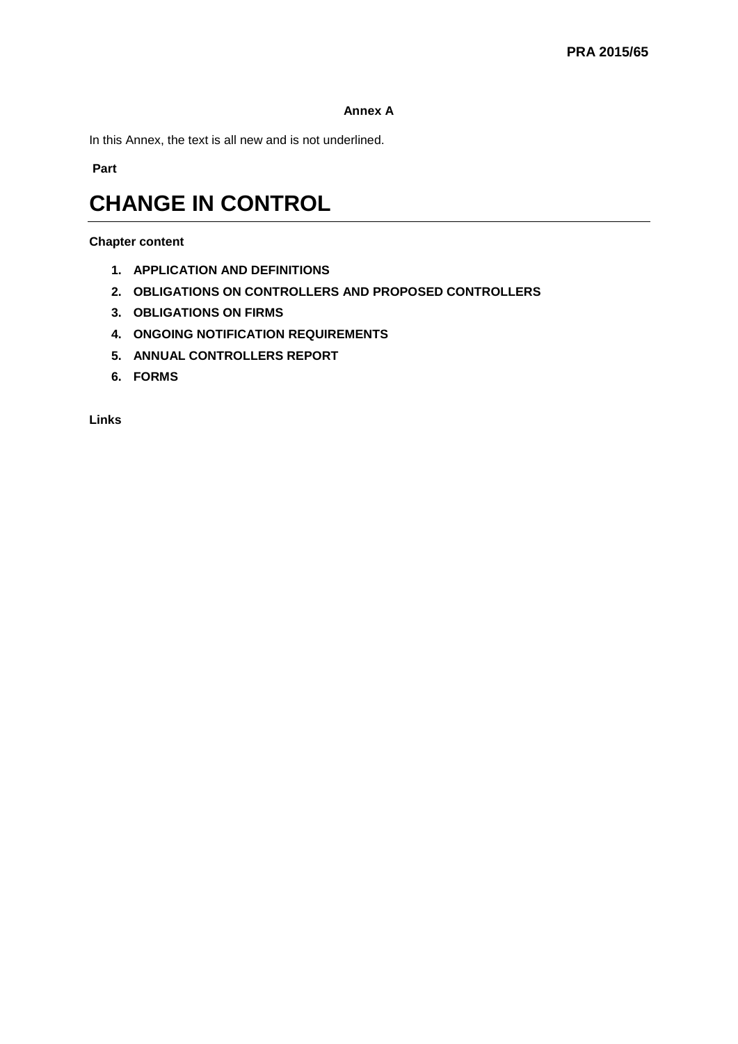**Annex A**

In this Annex, the text is all new and is not underlined.

**Part**

# CHANGE IN CONTROL

**Chapter content**

1. **APPLICATION AND DEFINITIONS**
2. **OBLIGATIONS ON CONTROLLERS AND PROPOSED CONTROLLERS**
3. **OBLIGATIONS ON FIRMS**
4. **ONGOING NOTIFICATION REQUIREMENTS**
5. **ANNUAL CONTROLLERS REPORT**
6. **FORMS**

**Links**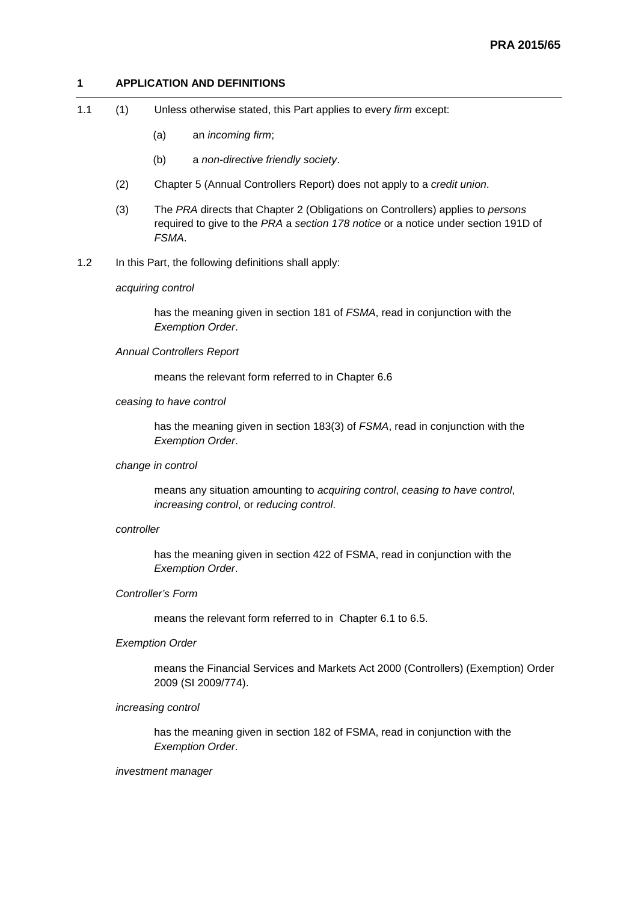## 1 APPLICATION AND DEFINITIONS

1.1 (1) Unless otherwise stated, this Part applies to every *firm* except:

(a) an *incoming firm*;

(b) a *non-directive friendly society*.

(2) Chapter 5 (Annual Controllers Report) does not apply to a *credit union*.

(3) The *PRA* directs that Chapter 2 (Obligations on Controllers) applies to *persons* required to give to the *PRA* a *section 178 notice* or a notice under section 191D of *FSMA*.

1.2 In this Part, the following definitions shall apply:

*acquiring control*

has the meaning given in section 181 of *FSMA*, read in conjunction with the *Exemption Order*.

*Annual Controllers Report*

means the relevant form referred to in Chapter 6.6

*ceasing to have control*

has the meaning given in section 183(3) of *FSMA*, read in conjunction with the *Exemption Order*.

*change in control*

means any situation amounting to *acquiring control*, *ceasing to have control*, *increasing control*, or *reducing control*.

*controller*

has the meaning given in section 422 of FSMA, read in conjunction with the *Exemption Order*.

*Controller's Form*

means the relevant form referred to in Chapter 6.1 to 6.5.

*Exemption Order*

means the Financial Services and Markets Act 2000 (Controllers) (Exemption) Order 2009 (SI 2009/774).

*increasing control*

has the meaning given in section 182 of FSMA, read in conjunction with the *Exemption Order*.

*investment manager*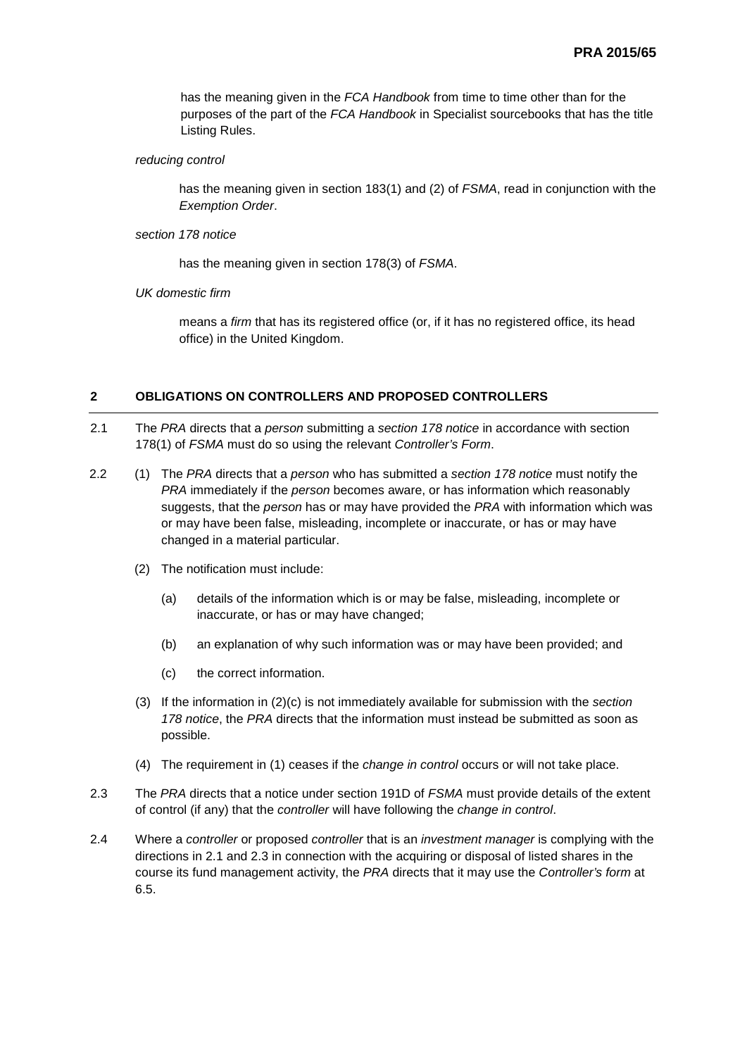has the meaning given in the *FCA Handbook* from time to time other than for the purposes of the part of the *FCA Handbook* in Specialist sourcebooks that has the title Listing Rules.

*reducing control*

has the meaning given in section 183(1) and (2) of *FSMA*, read in conjunction with the *Exemption Order*.

*section 178 notice*

has the meaning given in section 178(3) of *FSMA*.

*UK domestic firm*

means a *firm* that has its registered office (or, if it has no registered office, its head office) in the United Kingdom.

## 2 OBLIGATIONS ON CONTROLLERS AND PROPOSED CONTROLLERS

2.1 The *PRA* directs that a *person* submitting a *section 178 notice* in accordance with section 178(1) of *FSMA* must do so using the relevant *Controller's Form*.

2.2 (1) The *PRA* directs that a *person* who has submitted a *section 178 notice* must notify the *PRA* immediately if the *person* becomes aware, or has information which reasonably suggests, that the *person* has or may have provided the *PRA* with information which was or may have been false, misleading, incomplete or inaccurate, or has or may have changed in a material particular.

(2) The notification must include:

(a) details of the information which is or may be false, misleading, incomplete or inaccurate, or has or may have changed;

(b) an explanation of why such information was or may have been provided; and

(c) the correct information.

(3) If the information in (2)(c) is not immediately available for submission with the *section 178 notice*, the *PRA* directs that the information must instead be submitted as soon as possible.

(4) The requirement in (1) ceases if the *change in control* occurs or will not take place.

2.3 The *PRA* directs that a notice under section 191D of *FSMA* must provide details of the extent of control (if any) that the *controller* will have following the *change in control*.

2.4 Where a *controller* or proposed *controller* that is an *investment manager* is complying with the directions in 2.1 and 2.3 in connection with the acquiring or disposal of listed shares in the course its fund management activity, the *PRA* directs that it may use the *Controller's form* at 6.5.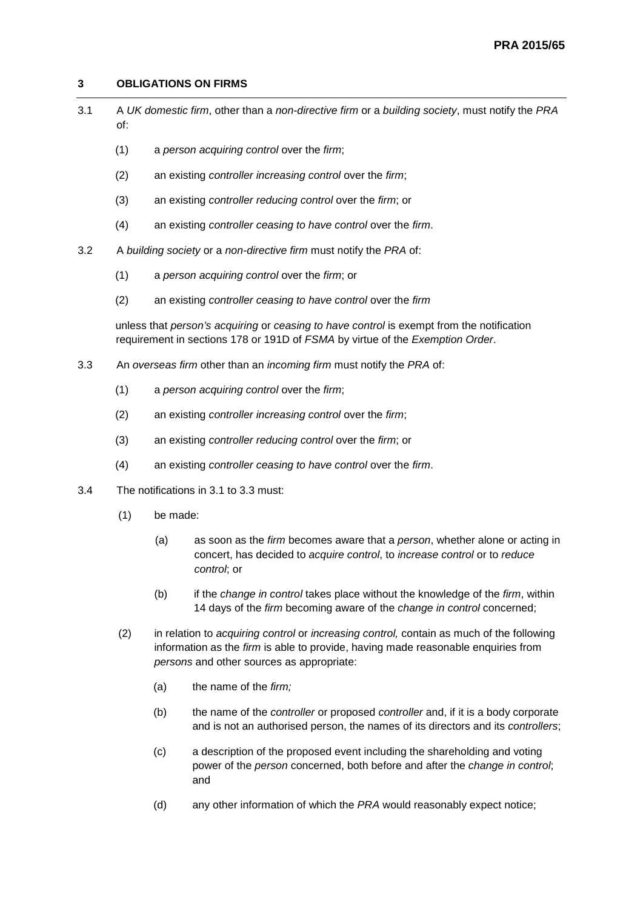## 3 OBLIGATIONS ON FIRMS

3.1 A *UK domestic firm*, other than a *non-directive firm* or a *building society*, must notify the *PRA* of:

(1) a *person acquiring control* over the *firm*;

(2) an existing *controller increasing control* over the *firm*;

(3) an existing *controller reducing control* over the *firm*; or

(4) an existing *controller ceasing to have control* over the *firm*.

3.2 A *building society* or a *non-directive firm* must notify the *PRA* of:

(1) a *person acquiring control* over the *firm*; or

(2) an existing *controller ceasing to have control* over the *firm*

unless that *person's acquiring* or *ceasing to have control* is exempt from the notification requirement in sections 178 or 191D of *FSMA* by virtue of the *Exemption Order*.

3.3 An *overseas firm* other than an *incoming firm* must notify the *PRA* of:

(1) a *person acquiring control* over the *firm*;

(2) an existing *controller increasing control* over the *firm*;

(3) an existing *controller reducing control* over the *firm*; or

(4) an existing *controller ceasing to have control* over the *firm*.

3.4 The notifications in 3.1 to 3.3 must:

(1) be made:

(a) as soon as the *firm* becomes aware that a *person*, whether alone or acting in concert, has decided to *acquire control*, to *increase control* or to *reduce control*; or

(b) if the *change in control* takes place without the knowledge of the *firm*, within 14 days of the *firm* becoming aware of the *change in control* concerned;

(2) in relation to *acquiring control* or *increasing control,* contain as much of the following information as the *firm* is able to provide, having made reasonable enquiries from *persons* and other sources as appropriate:

(a) the name of the *firm;*

(b) the name of the *controller* or proposed *controller* and, if it is a body corporate and is not an authorised person, the names of its directors and its *controllers*;

(c) a description of the proposed event including the shareholding and voting power of the *person* concerned, both before and after the *change in control*; and

(d) any other information of which the *PRA* would reasonably expect notice;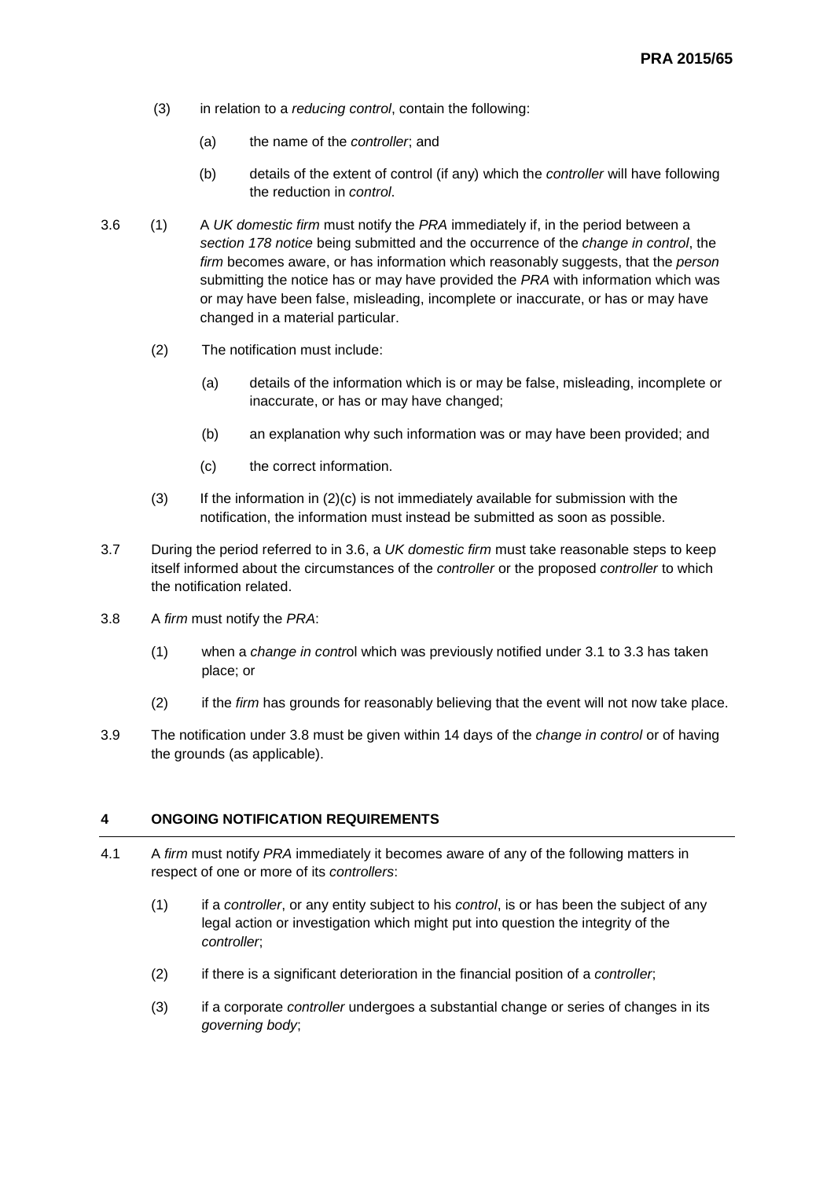(3) in relation to a *reducing control*, contain the following:

(a) the name of the *controller*; and

(b) details of the extent of control (if any) which the *controller* will have following the reduction in *control*.

3.6 (1) A *UK domestic firm* must notify the *PRA* immediately if, in the period between a *section 178 notice* being submitted and the occurrence of the *change in control*, the *firm* becomes aware, or has information which reasonably suggests, that the *person* submitting the notice has or may have provided the *PRA* with information which was or may have been false, misleading, incomplete or inaccurate, or has or may have changed in a material particular.

(2) The notification must include:

(a) details of the information which is or may be false, misleading, incomplete or inaccurate, or has or may have changed;

(b) an explanation why such information was or may have been provided; and

(c) the correct information.

(3) If the information in (2)(c) is not immediately available for submission with the notification, the information must instead be submitted as soon as possible.

3.7 During the period referred to in 3.6, a *UK domestic firm* must take reasonable steps to keep itself informed about the circumstances of the *controller* or the proposed *controller* to which the notification related.

3.8 A *firm* must notify the *PRA*:

(1) when a *change in control* which was previously notified under 3.1 to 3.3 has taken place; or

(2) if the *firm* has grounds for reasonably believing that the event will not now take place.

3.9 The notification under 3.8 must be given within 14 days of the *change in control* or of having the grounds (as applicable).

## 4 ONGOING NOTIFICATION REQUIREMENTS

4.1 A *firm* must notify *PRA* immediately it becomes aware of any of the following matters in respect of one or more of its *controllers*:

(1) if a *controller*, or any entity subject to his *control*, is or has been the subject of any legal action or investigation which might put into question the integrity of the *controller*;

(2) if there is a significant deterioration in the financial position of a *controller*;

(3) if a corporate *controller* undergoes a substantial change or series of changes in its *governing body*;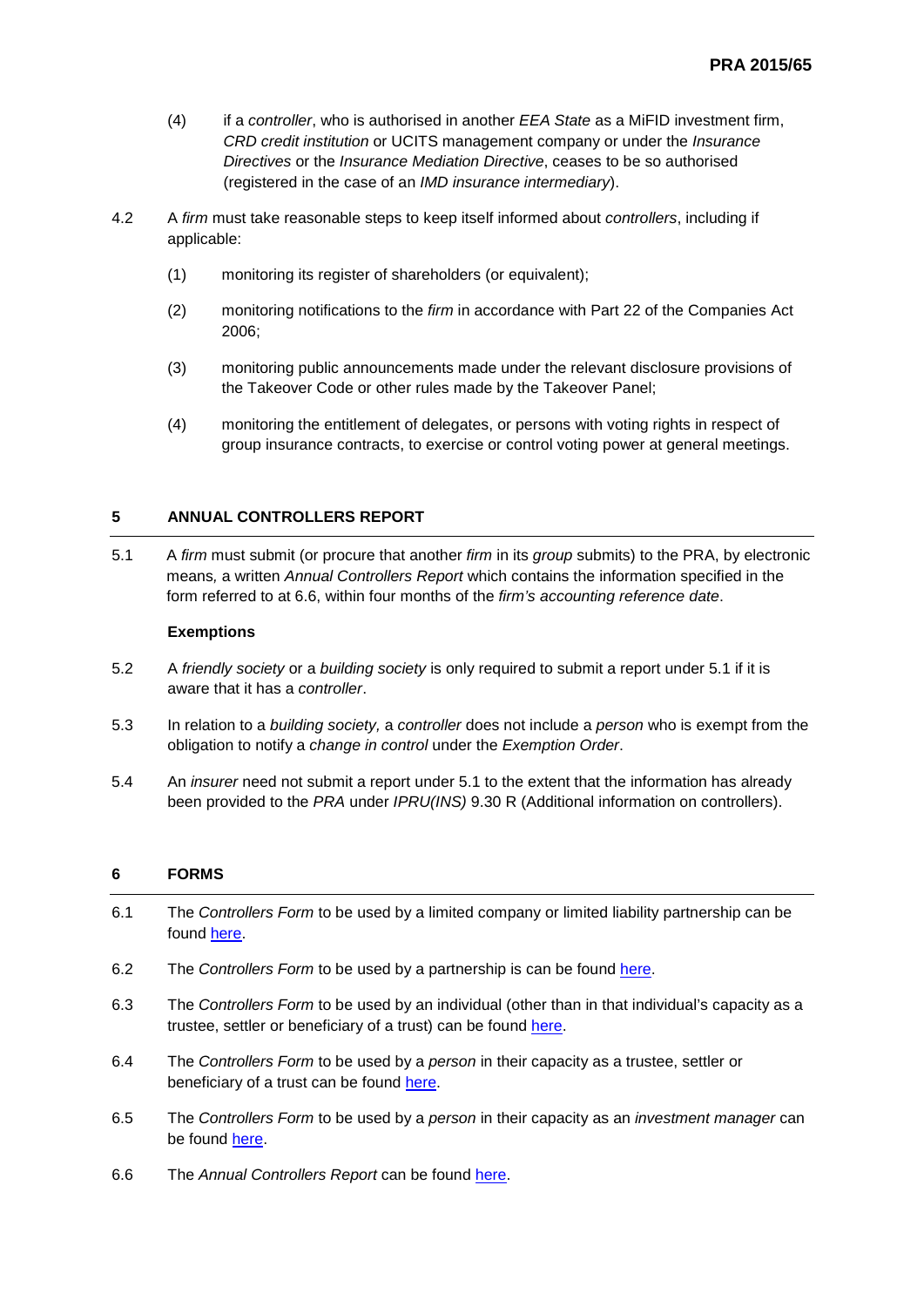(4) if a *controller*, who is authorised in another *EEA State* as a MiFID investment firm, *CRD credit institution* or UCITS management company or under the *Insurance Directives* or the *Insurance Mediation Directive*, ceases to be so authorised (registered in the case of an *IMD insurance intermediary*).

4.2 A *firm* must take reasonable steps to keep itself informed about *controllers*, including if applicable:

(1) monitoring its register of shareholders (or equivalent);

(2) monitoring notifications to the *firm* in accordance with Part 22 of the Companies Act 2006;

(3) monitoring public announcements made under the relevant disclosure provisions of the Takeover Code or other rules made by the Takeover Panel;

(4) monitoring the entitlement of delegates, or persons with voting rights in respect of group insurance contracts, to exercise or control voting power at general meetings.

## 5 ANNUAL CONTROLLERS REPORT

5.1 A *firm* must submit (or procure that another *firm* in its *group* submits) to the PRA, by electronic means, a written *Annual Controllers Report* which contains the information specified in the form referred to at 6.6, within four months of the *firm's accounting reference date*.

**Exemptions**

5.2 A *friendly society* or a *building society* is only required to submit a report under 5.1 if it is aware that it has a *controller*.

5.3 In relation to a *building society,* a *controller* does not include a *person* who is exempt from the obligation to notify a *change in control* under the *Exemption Order*.

5.4 An *insurer* need not submit a report under 5.1 to the extent that the information has already been provided to the *PRA* under *IPRU(INS)* 9.30 R (Additional information on controllers).

## 6 FORMS

6.1 The *Controllers Form* to be used by a limited company or limited liability partnership can be found here.

6.2 The *Controllers Form* to be used by a partnership is can be found here.

6.3 The *Controllers Form* to be used by an individual (other than in that individual's capacity as a trustee, settler or beneficiary of a trust) can be found here.

6.4 The *Controllers Form* to be used by a *person* in their capacity as a trustee, settler or beneficiary of a trust can be found here.

6.5 The *Controllers Form* to be used by a *person* in their capacity as an *investment manager* can be found here.

6.6 The *Annual Controllers Report* can be found here.